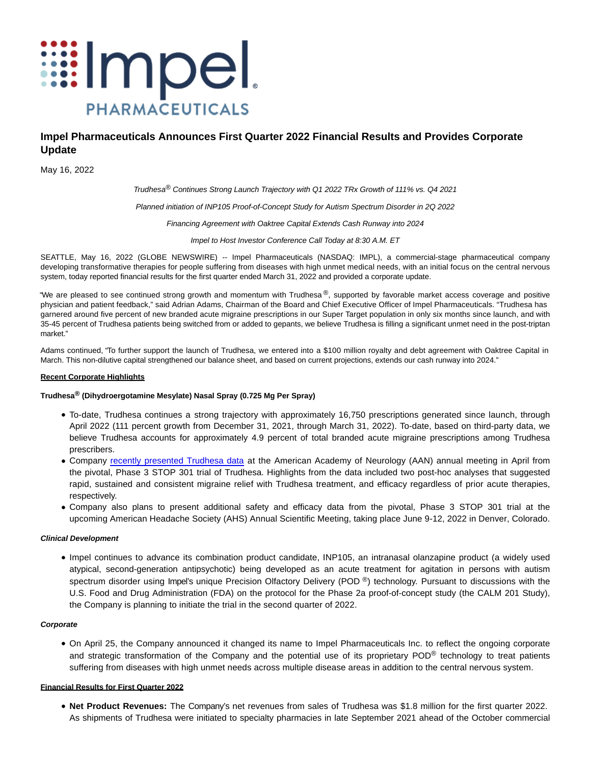# Impel Pharmaceuticals Announces First Quarter 2022 Financial Results and Provides Corporate Update

May 16, 2022

*Trudhesa® Continues Strong Launch Trajectory with Q1 2022 TRx Growth of 111% vs. Q4 2021*

*Planned initiation of INP105 Proof-of-Concept Study for Autism Spectrum Disorder in 2Q 2022*

*Financing Agreement with Oaktree Capital Extends Cash Runway into 2024*

*Impel to Host Investor Conference Call Today at 8:30 A.M. ET*

SEATTLE, May 16, 2022 (GLOBE NEWSWIRE) -- Impel Pharmaceuticals (NASDAQ: IMPL), a commercial-stage pharmaceutical company developing transformative therapies for people suffering from diseases with high unmet medical needs, with an initial focus on the central nervous system, today reported financial results for the first quarter ended March 31, 2022 and provided a corporate update.

"We are pleased to see continued strong growth and momentum with Trudhesa®, supported by favorable market access coverage and positive physician and patient feedback," said Adrian Adams, Chairman of the Board and Chief Executive Officer of Impel Pharmaceuticals. "Trudhesa has garnered around five percent of new branded acute migraine prescriptions in our Super Target population in only six months since launch, and with 35-45 percent of Trudhesa patients being switched from or added to gepants, we believe Trudhesa is filling a significant unmet need in the post-triptan market."

Adams continued, "To further support the launch of Trudhesa, we entered into a $100 million royalty and debt agreement with Oaktree Capital in March. This non-dilutive capital strengthened our balance sheet, and based on current projections, extends our cash runway into 2024."

**Recent Corporate Highlights**

**Trudhesa® (Dihydroergotamine Mesylate) Nasal Spray (0.725 Mg Per Spray)**

- To-date, Trudhesa continues a strong trajectory with approximately 16,750 prescriptions generated since launch, through April 2022 (111 percent growth from December 31, 2021, through March 31, 2022). To-date, based on third-party data, we believe Trudhesa accounts for approximately 4.9 percent of total branded acute migraine prescriptions among Trudhesa prescribers.
- Company recently presented Trudhesa data at the American Academy of Neurology (AAN) annual meeting in April from the pivotal, Phase 3 STOP 301 trial of Trudhesa. Highlights from the data included two post-hoc analyses that suggested rapid, sustained and consistent migraine relief with Trudhesa treatment, and efficacy regardless of prior acute therapies, respectively.
- Company also plans to present additional safety and efficacy data from the pivotal, Phase 3 STOP 301 trial at the upcoming American Headache Society (AHS) Annual Scientific Meeting, taking place June 9-12, 2022 in Denver, Colorado.

***Clinical Development***

- Impel continues to advance its combination product candidate, INP105, an intranasal olanzapine product (a widely used atypical, second-generation antipsychotic) being developed as an acute treatment for agitation in persons with autism spectrum disorder using Impel's unique Precision Olfactory Delivery (POD ®) technology. Pursuant to discussions with the U.S. Food and Drug Administration (FDA) on the protocol for the Phase 2a proof-of-concept study (the CALM 201 Study), the Company is planning to initiate the trial in the second quarter of 2022.

***Corporate***

- On April 25, the Company announced it changed its name to Impel Pharmaceuticals Inc. to reflect the ongoing corporate and strategic transformation of the Company and the potential use of its proprietary POD® technology to treat patients suffering from diseases with high unmet needs across multiple disease areas in addition to the central nervous system.

**Financial Results for First Quarter 2022**

- **Net Product Revenues:** The Company's net revenues from sales of Trudhesa was $1.8 million for the first quarter 2022. As shipments of Trudhesa were initiated to specialty pharmacies in late September 2021 ahead of the October commercial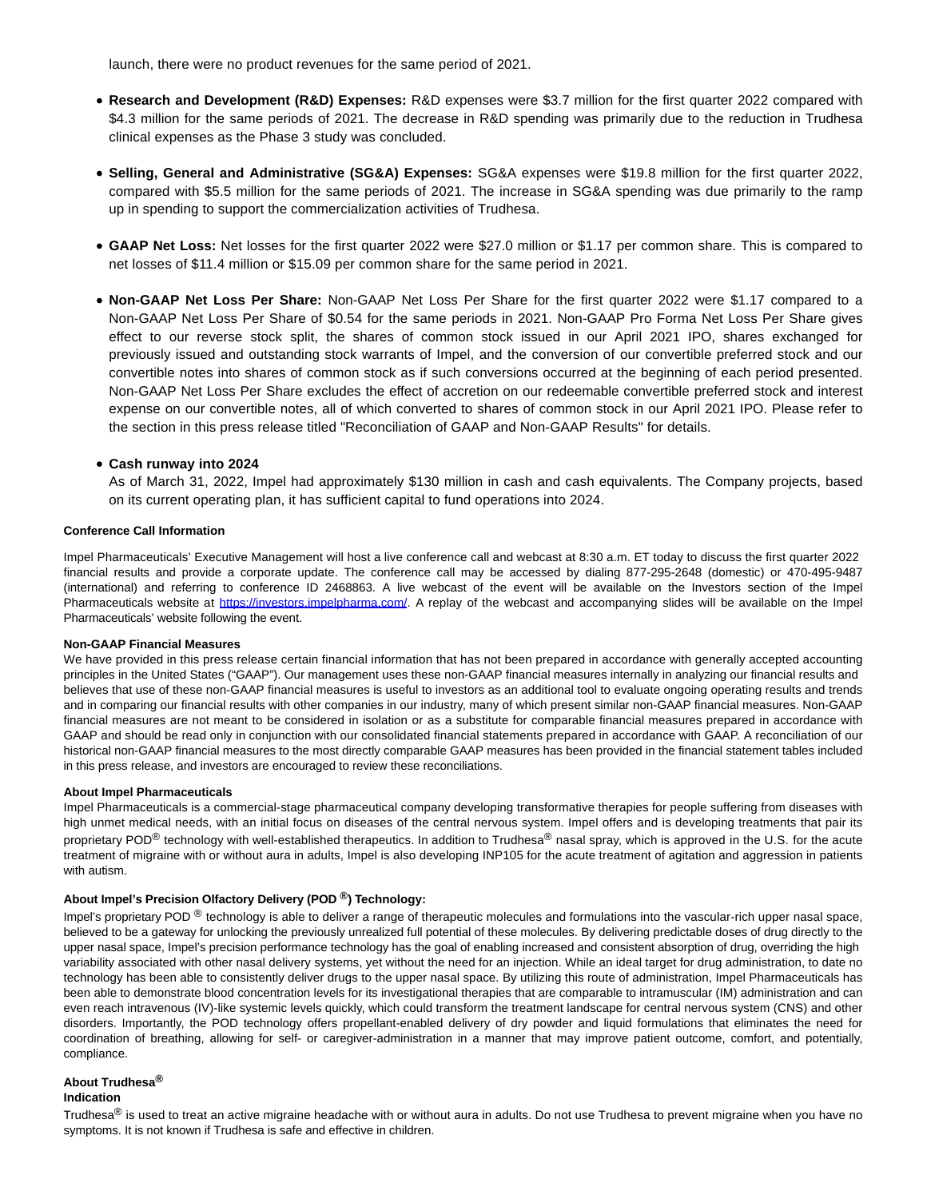launch, there were no product revenues for the same period of 2021.

- **Research and Development (R&D) Expenses:** R&D expenses were $3.7 million for the first quarter 2022 compared with $4.3 million for the same periods of 2021. The decrease in R&D spending was primarily due to the reduction in Trudhesa clinical expenses as the Phase 3 study was concluded.

- **Selling, General and Administrative (SG&A) Expenses:** SG&A expenses were $19.8 million for the first quarter 2022, compared with $5.5 million for the same periods of 2021. The increase in SG&A spending was due primarily to the ramp up in spending to support the commercialization activities of Trudhesa.

- **GAAP Net Loss:** Net losses for the first quarter 2022 were $27.0 million or $1.17 per common share. This is compared to net losses of $11.4 million or $15.09 per common share for the same period in 2021.

- **Non-GAAP Net Loss Per Share:** Non-GAAP Net Loss Per Share for the first quarter 2022 were $1.17 compared to a Non-GAAP Net Loss Per Share of $0.54 for the same periods in 2021. Non-GAAP Pro Forma Net Loss Per Share gives effect to our reverse stock split, the shares of common stock issued in our April 2021 IPO, shares exchanged for previously issued and outstanding stock warrants of Impel, and the conversion of our convertible preferred stock and our convertible notes into shares of common stock as if such conversions occurred at the beginning of each period presented. Non-GAAP Net Loss Per Share excludes the effect of accretion on our redeemable convertible preferred stock and interest expense on our convertible notes, all of which converted to shares of common stock in our April 2021 IPO. Please refer to the section in this press release titled "Reconciliation of GAAP and Non-GAAP Results" for details.

- **Cash runway into 2024**
  As of March 31, 2022, Impel had approximately $130 million in cash and cash equivalents. The Company projects, based on its current operating plan, it has sufficient capital to fund operations into 2024.

**Conference Call Information**

Impel Pharmaceuticals' Executive Management will host a live conference call and webcast at 8:30 a.m. ET today to discuss the first quarter 2022 financial results and provide a corporate update. The conference call may be accessed by dialing 877-295-2648 (domestic) or 470-495-9487 (international) and referring to conference ID 2468863. A live webcast of the event will be available on the Investors section of the Impel Pharmaceuticals website at [https://investors.impelpharma.com/](https://investors.impelpharma.com/). A replay of the webcast and accompanying slides will be available on the Impel Pharmaceuticals' website following the event.

**Non-GAAP Financial Measures**

We have provided in this press release certain financial information that has not been prepared in accordance with generally accepted accounting principles in the United States ("GAAP"). Our management uses these non-GAAP financial measures internally in analyzing our financial results and believes that use of these non-GAAP financial measures is useful to investors as an additional tool to evaluate ongoing operating results and trends and in comparing our financial results with other companies in our industry, many of which present similar non-GAAP financial measures. Non-GAAP financial measures are not meant to be considered in isolation or as a substitute for comparable financial measures prepared in accordance with GAAP and should be read only in conjunction with our consolidated financial statements prepared in accordance with GAAP. A reconciliation of our historical non-GAAP financial measures to the most directly comparable GAAP measures has been provided in the financial statement tables included in this press release, and investors are encouraged to review these reconciliations.

**About Impel Pharmaceuticals**

Impel Pharmaceuticals is a commercial-stage pharmaceutical company developing transformative therapies for people suffering from diseases with high unmet medical needs, with an initial focus on diseases of the central nervous system. Impel offers and is developing treatments that pair its proprietary POD® technology with well-established therapeutics. In addition to Trudhesa® nasal spray, which is approved in the U.S. for the acute treatment of migraine with or without aura in adults, Impel is also developing INP105 for the acute treatment of agitation and aggression in patients with autism.

**About Impel's Precision Olfactory Delivery (POD ®) Technology:**

Impel's proprietary POD ® technology is able to deliver a range of therapeutic molecules and formulations into the vascular-rich upper nasal space, believed to be a gateway for unlocking the previously unrealized full potential of these molecules. By delivering predictable doses of drug directly to the upper nasal space, Impel's precision performance technology has the goal of enabling increased and consistent absorption of drug, overriding the high variability associated with other nasal delivery systems, yet without the need for an injection. While an ideal target for drug administration, to date no technology has been able to consistently deliver drugs to the upper nasal space. By utilizing this route of administration, Impel Pharmaceuticals has been able to demonstrate blood concentration levels for its investigational therapies that are comparable to intramuscular (IM) administration and can even reach intravenous (IV)-like systemic levels quickly, which could transform the treatment landscape for central nervous system (CNS) and other disorders. Importantly, the POD technology offers propellant-enabled delivery of dry powder and liquid formulations that eliminates the need for coordination of breathing, allowing for self- or caregiver-administration in a manner that may improve patient outcome, comfort, and potentially, compliance.

**About Trudhesa®**

**Indication**

Trudhesa® is used to treat an active migraine headache with or without aura in adults. Do not use Trudhesa to prevent migraine when you have no symptoms. It is not known if Trudhesa is safe and effective in children.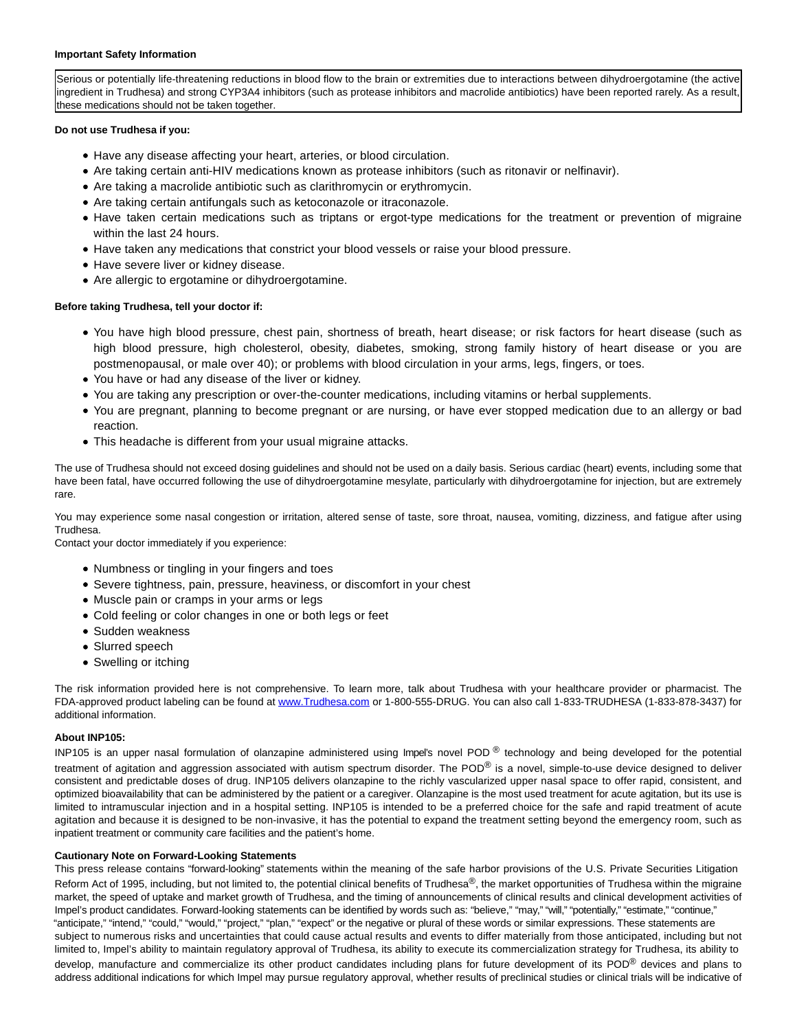**Important Safety Information**

Serious or potentially life-threatening reductions in blood flow to the brain or extremities due to interactions between dihydroergotamine (the active ingredient in Trudhesa) and strong CYP3A4 inhibitors (such as protease inhibitors and macrolide antibiotics) have been reported rarely. As a result, these medications should not be taken together.

**Do not use Trudhesa if you:**

- Have any disease affecting your heart, arteries, or blood circulation.
- Are taking certain anti-HIV medications known as protease inhibitors (such as ritonavir or nelfinavir).
- Are taking a macrolide antibiotic such as clarithromycin or erythromycin.
- Are taking certain antifungals such as ketoconazole or itraconazole.
- Have taken certain medications such as triptans or ergot-type medications for the treatment or prevention of migraine within the last 24 hours.
- Have taken any medications that constrict your blood vessels or raise your blood pressure.
- Have severe liver or kidney disease.
- Are allergic to ergotamine or dihydroergotamine.

**Before taking Trudhesa, tell your doctor if:**

- You have high blood pressure, chest pain, shortness of breath, heart disease; or risk factors for heart disease (such as high blood pressure, high cholesterol, obesity, diabetes, smoking, strong family history of heart disease or you are postmenopausal, or male over 40); or problems with blood circulation in your arms, legs, fingers, or toes.
- You have or had any disease of the liver or kidney.
- You are taking any prescription or over-the-counter medications, including vitamins or herbal supplements.
- You are pregnant, planning to become pregnant or are nursing, or have ever stopped medication due to an allergy or bad reaction.
- This headache is different from your usual migraine attacks.

The use of Trudhesa should not exceed dosing guidelines and should not be used on a daily basis. Serious cardiac (heart) events, including some that have been fatal, have occurred following the use of dihydroergotamine mesylate, particularly with dihydroergotamine for injection, but are extremely rare.

You may experience some nasal congestion or irritation, altered sense of taste, sore throat, nausea, vomiting, dizziness, and fatigue after using Trudhesa.
Contact your doctor immediately if you experience:

- Numbness or tingling in your fingers and toes
- Severe tightness, pain, pressure, heaviness, or discomfort in your chest
- Muscle pain or cramps in your arms or legs
- Cold feeling or color changes in one or both legs or feet
- Sudden weakness
- Slurred speech
- Swelling or itching

The risk information provided here is not comprehensive. To learn more, talk about Trudhesa with your healthcare provider or pharmacist. The FDA-approved product labeling can be found at www.Trudhesa.com or 1-800-555-DRUG. You can also call 1-833-TRUDHESA (1-833-878-3437) for additional information.

**About INP105:**
INP105 is an upper nasal formulation of olanzapine administered using Impel's novel POD® technology and being developed for the potential treatment of agitation and aggression associated with autism spectrum disorder. The POD® is a novel, simple-to-use device designed to deliver consistent and predictable doses of drug. INP105 delivers olanzapine to the richly vascularized upper nasal space to offer rapid, consistent, and optimized bioavailability that can be administered by the patient or a caregiver. Olanzapine is the most used treatment for acute agitation, but its use is limited to intramuscular injection and in a hospital setting. INP105 is intended to be a preferred choice for the safe and rapid treatment of acute agitation and because it is designed to be non-invasive, it has the potential to expand the treatment setting beyond the emergency room, such as inpatient treatment or community care facilities and the patient's home.

**Cautionary Note on Forward-Looking Statements**
This press release contains "forward-looking" statements within the meaning of the safe harbor provisions of the U.S. Private Securities Litigation Reform Act of 1995, including, but not limited to, the potential clinical benefits of Trudhesa®, the market opportunities of Trudhesa within the migraine market, the speed of uptake and market growth of Trudhesa, and the timing of announcements of clinical results and clinical development activities of Impel's product candidates. Forward-looking statements can be identified by words such as: "believe," "may," "will," "potentially," "estimate," "continue," "anticipate," "intend," "could," "would," "project," "plan," "expect" or the negative or plural of these words or similar expressions. These statements are subject to numerous risks and uncertainties that could cause actual results and events to differ materially from those anticipated, including but not limited to, Impel's ability to maintain regulatory approval of Trudhesa, its ability to execute its commercialization strategy for Trudhesa, its ability to develop, manufacture and commercialize its other product candidates including plans for future development of its POD® devices and plans to address additional indications for which Impel may pursue regulatory approval, whether results of preclinical studies or clinical trials will be indicative of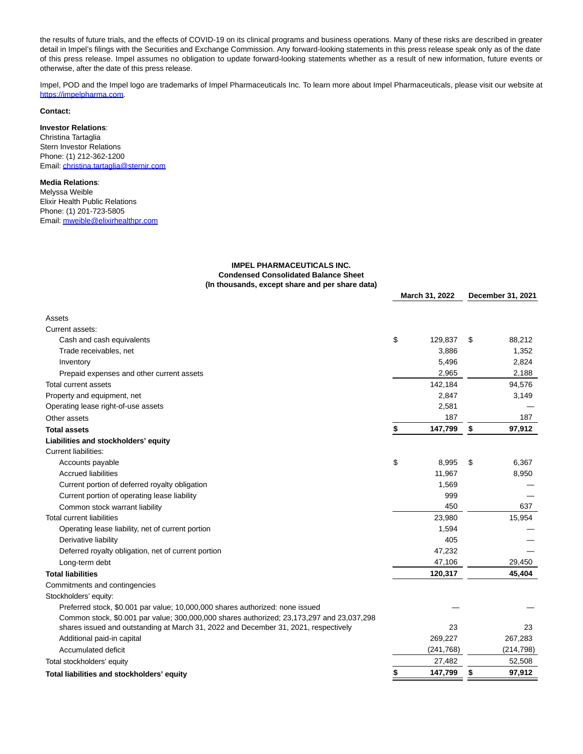the results of future trials, and the effects of COVID-19 on its clinical programs and business operations. Many of these risks are described in greater detail in Impel's filings with the Securities and Exchange Commission. Any forward-looking statements in this press release speak only as of the date of this press release. Impel assumes no obligation to update forward-looking statements whether as a result of new information, future events or otherwise, after the date of this press release.

Impel, POD and the Impel logo are trademarks of Impel Pharmaceuticals Inc. To learn more about Impel Pharmaceuticals, please visit our website at https://impelpharma.com.

**Contact:**

**Investor Relations**:
Christina Tartaglia
Stern Investor Relations
Phone: (1) 212-362-1200
Email: christina.tartaglia@sternir.com

**Media Relations**:
Melyssa Weible
Elixir Health Public Relations
Phone: (1) 201-723-5805
Email: mweible@elixirhealthpr.com

**IMPEL PHARMACEUTICALS INC.**
**Condensed Consolidated Balance Sheet**
**(In thousands, except share and per share data)**

| | March 31, 2022 | December 31, 2021 |
|---|---|---|
| Assets | | |
| Current assets: | | |
| Cash and cash equivalents | $ 129,837 | $ 88,212 |
| Trade receivables, net | 3,886 | 1,352 |
| Inventory | 5,496 | 2,824 |
| Prepaid expenses and other current assets | 2,965 | 2,188 |
| Total current assets | 142,184 | 94,576 |
| Property and equipment, net | 2,847 | 3,149 |
| Operating lease right-of-use assets | 2,581 | — |
| Other assets | 187 | 187 |
| **Total assets** | **$ 147,799** | **$ 97,912** |
| **Liabilities and stockholders' equity** | | |
| Current liabilities: | | |
| Accounts payable | $ 8,995 | $ 6,367 |
| Accrued liabilities | 11,967 | 8,950 |
| Current portion of deferred royalty obligation | 1,569 | — |
| Current portion of operating lease liability | 999 | — |
| Common stock warrant liability | 450 | 637 |
| Total current liabilities | 23,980 | 15,954 |
| Operating lease liability, net of current portion | 1,594 | — |
| Derivative liability | 405 | — |
| Deferred royalty obligation, net of current portion | 47,232 | — |
| Long-term debt | 47,106 | 29,450 |
| **Total liabilities** | **120,317** | **45,404** |
| Commitments and contingencies | | |
| Stockholders' equity: | | |
| Preferred stock, $0.001 par value; 10,000,000 shares authorized: none issued | — | — |
| Common stock, $0.001 par value; 300,000,000 shares authorized; 23,173,297 and 23,037,298 shares issued and outstanding at March 31, 2022 and December 31, 2021, respectively | 23 | 23 |
| Additional paid-in capital | 269,227 | 267,283 |
| Accumulated deficit | (241,768) | (214,798) |
| Total stockholders' equity | 27,482 | 52,508 |
| **Total liabilities and stockholders' equity** | **$ 147,799** | **$ 97,912** |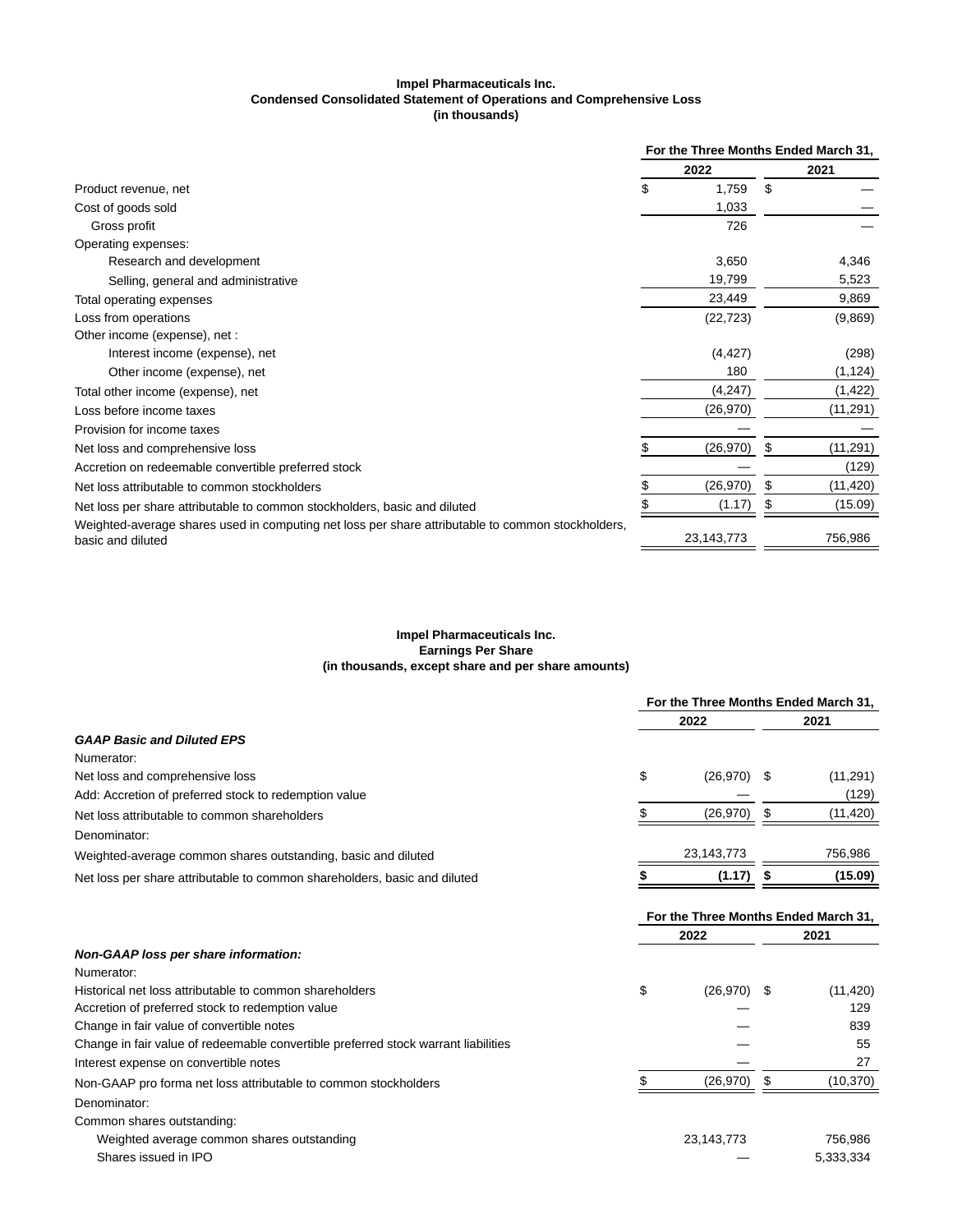**Impel Pharmaceuticals Inc.**
**Condensed Consolidated Statement of Operations and Comprehensive Loss**
**(in thousands)**

| | For the Three Months Ended March 31, | |
|---|---|---|
| | 2022 | 2021 |
| Product revenue, net | $ 1,759 | $ — |
| Cost of goods sold | 1,033 | — |
| Gross profit | 726 | — |
| Operating expenses: | | |
| Research and development | 3,650 | 4,346 |
| Selling, general and administrative | 19,799 | 5,523 |
| Total operating expenses | 23,449 | 9,869 |
| Loss from operations | (22,723) | (9,869) |
| Other income (expense), net : | | |
| Interest income (expense), net | (4,427) | (298) |
| Other income (expense), net | 180 | (1,124) |
| Total other income (expense), net | (4,247) | (1,422) |
| Loss before income taxes | (26,970) | (11,291) |
| Provision for income taxes | — | — |
| Net loss and comprehensive loss | $ (26,970) | $ (11,291) |
| Accretion on redeemable convertible preferred stock | — | (129) |
| Net loss attributable to common stockholders | $ (26,970) | $ (11,420) |
| Net loss per share attributable to common stockholders, basic and diluted | $ (1.17) | $ (15.09) |
| Weighted-average shares used in computing net loss per share attributable to common stockholders, basic and diluted | 23,143,773 | 756,986 |

**Impel Pharmaceuticals Inc.**
**Earnings Per Share**
**(in thousands, except share and per share amounts)**

| | For the Three Months Ended March 31, | |
|---|---|---|
| | 2022 | 2021 |
| ***GAAP Basic and Diluted EPS*** | | |
| Numerator: | | |
| Net loss and comprehensive loss | $ (26,970) | $ (11,291) |
| Add: Accretion of preferred stock to redemption value | — | (129) |
| Net loss attributable to common shareholders | $ (26,970) | $ (11,420) |
| Denominator: | | |
| Weighted-average common shares outstanding, basic and diluted | 23,143,773 | 756,986 |
| Net loss per share attributable to common shareholders, basic and diluted | **$ (1.17)** | **$ (15.09)** |

| | For the Three Months Ended March 31, | |
|---|---|---|
| | 2022 | 2021 |
| ***Non-GAAP loss per share information:*** | | |
| Numerator: | | |
| Historical net loss attributable to common shareholders | $ (26,970) | $ (11,420) |
| Accretion of preferred stock to redemption value | — | 129 |
| Change in fair value of convertible notes | — | 839 |
| Change in fair value of redeemable convertible preferred stock warrant liabilities | — | 55 |
| Interest expense on convertible notes | — | 27 |
| Non-GAAP pro forma net loss attributable to common stockholders | $ (26,970) | $ (10,370) |
| Denominator: | | |
| Common shares outstanding: | | |
| Weighted average common shares outstanding | 23,143,773 | 756,986 |
| Shares issued in IPO | — | 5,333,334 |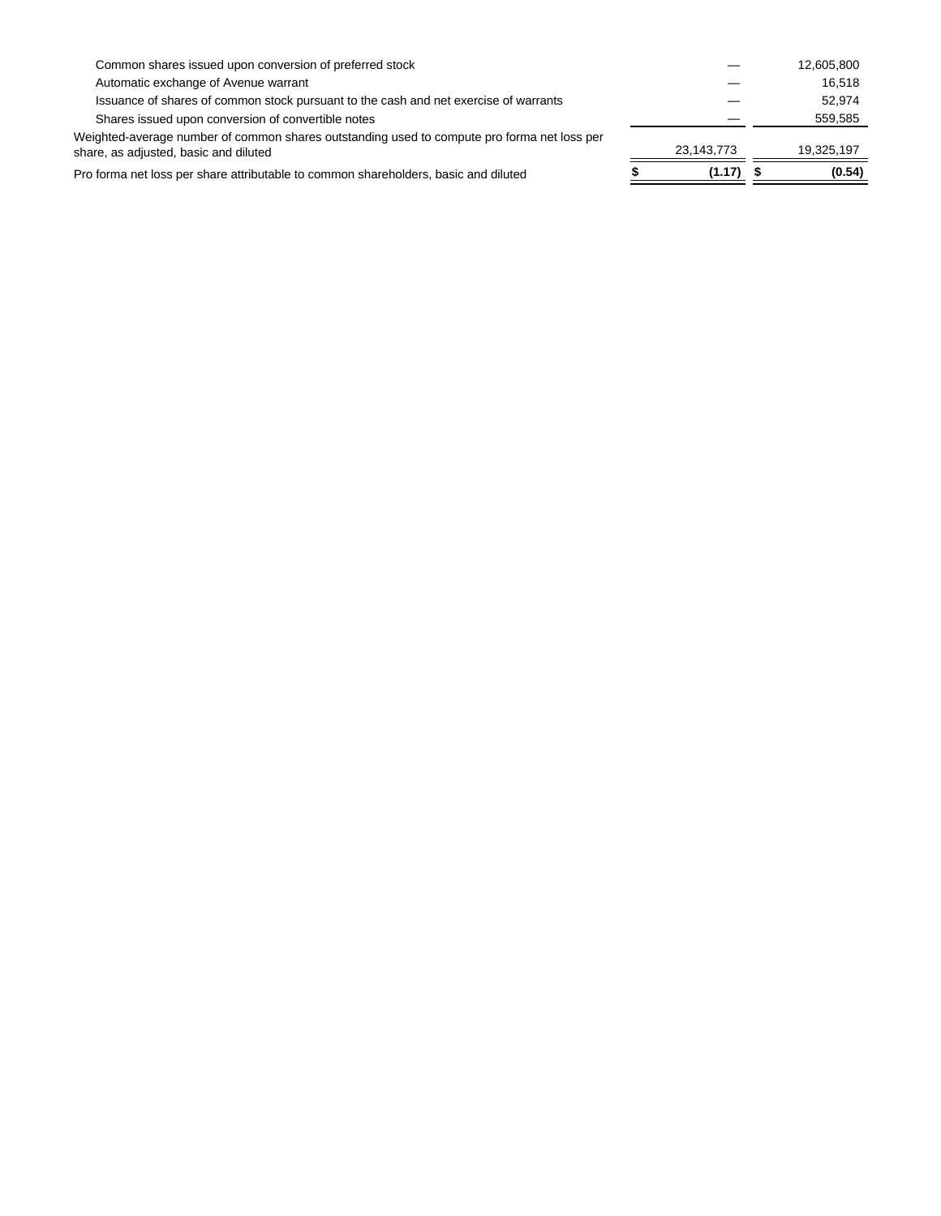| | | |
|---|---|---|
| Common shares issued upon conversion of preferred stock | — | 12,605,800 |
| Automatic exchange of Avenue warrant | — | 16,518 |
| Issuance of shares of common stock pursuant to the cash and net exercise of warrants | — | 52,974 |
| Shares issued upon conversion of convertible notes | — | 559,585 |
| Weighted-average number of common shares outstanding used to compute pro forma net loss per share, as adjusted, basic and diluted | 23,143,773 | 19,325,197 |
| Pro forma net loss per share attributable to common shareholders, basic and diluted | **$ (1.17)** | **$ (0.54)** |